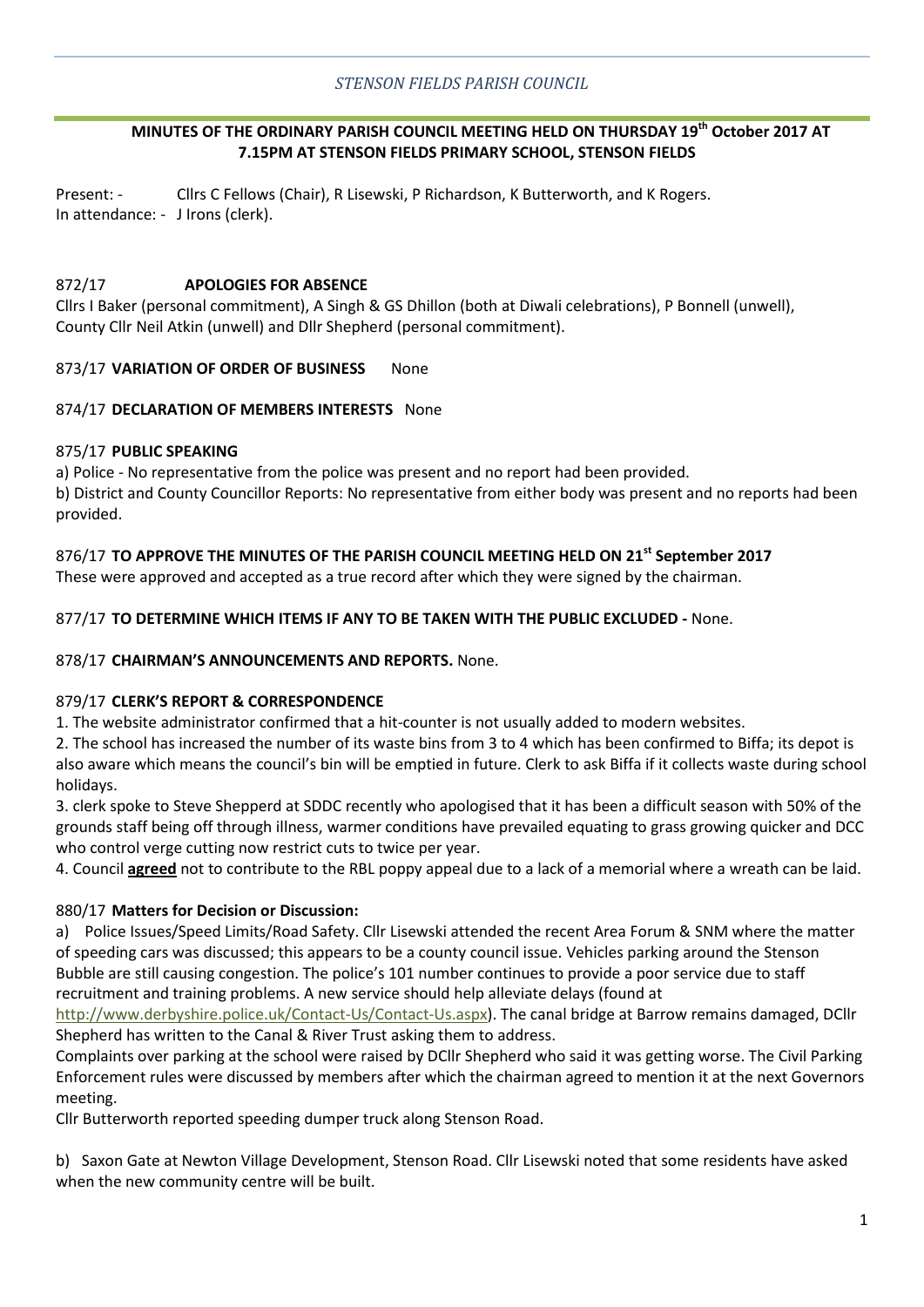*STENSON FIELDS PARISH COUNCIL*

**MINUTES OF THE ORDINARY PARISH COUNCIL MEETING HELD ON THURSDAY 19th October 2017 AT 7.15PM AT STENSON FIELDS PRIMARY SCHOOL, STENSON FIELDS**

Present: - Cllrs C Fellows (Chair), R Lisewski, P Richardson, K Butterworth, and K Rogers.
In attendance: - J Irons (clerk).

872/17 **APOLOGIES FOR ABSENCE**
Cllrs I Baker (personal commitment), A Singh & GS Dhillon (both at Diwali celebrations), P Bonnell (unwell), County Cllr Neil Atkin (unwell) and Dllr Shepherd (personal commitment).

873/17 **VARIATION OF ORDER OF BUSINESS** None

874/17 **DECLARATION OF MEMBERS INTERESTS** None

875/17 **PUBLIC SPEAKING**
a) Police - No representative from the police was present and no report had been provided.
b) District and County Councillor Reports: No representative from either body was present and no reports had been provided.

876/17 **TO APPROVE THE MINUTES OF THE PARISH COUNCIL MEETING HELD ON 21st September 2017**
These were approved and accepted as a true record after which they were signed by the chairman.

877/17 **TO DETERMINE WHICH ITEMS IF ANY TO BE TAKEN WITH THE PUBLIC EXCLUDED -** None.

878/17 **CHAIRMAN'S ANNOUNCEMENTS AND REPORTS.** None.

879/17 **CLERK'S REPORT & CORRESPONDENCE**
1. The website administrator confirmed that a hit-counter is not usually added to modern websites.
2. The school has increased the number of its waste bins from 3 to 4 which has been confirmed to Biffa; its depot is also aware which means the council's bin will be emptied in future. Clerk to ask Biffa if it collects waste during school holidays.
3. clerk spoke to Steve Shepperd at SDDC recently who apologised that it has been a difficult season with 50% of the grounds staff being off through illness, warmer conditions have prevailed equating to grass growing quicker and DCC who control verge cutting now restrict cuts to twice per year.
4. Council **agreed** not to contribute to the RBL poppy appeal due to a lack of a memorial where a wreath can be laid.

880/17 **Matters for Decision or Discussion:**
a) Police Issues/Speed Limits/Road Safety. Cllr Lisewski attended the recent Area Forum & SNM where the matter of speeding cars was discussed; this appears to be a county council issue. Vehicles parking around the Stenson Bubble are still causing congestion. The police's 101 number continues to provide a poor service due to staff recruitment and training problems. A new service should help alleviate delays (found at http://www.derbyshire.police.uk/Contact-Us/Contact-Us.aspx). The canal bridge at Barrow remains damaged, DCllr Shepherd has written to the Canal & River Trust asking them to address.
Complaints over parking at the school were raised by DCllr Shepherd who said it was getting worse. The Civil Parking Enforcement rules were discussed by members after which the chairman agreed to mention it at the next Governors meeting.
Cllr Butterworth reported speeding dumper truck along Stenson Road.

b) Saxon Gate at Newton Village Development, Stenson Road. Cllr Lisewski noted that some residents have asked when the new community centre will be built.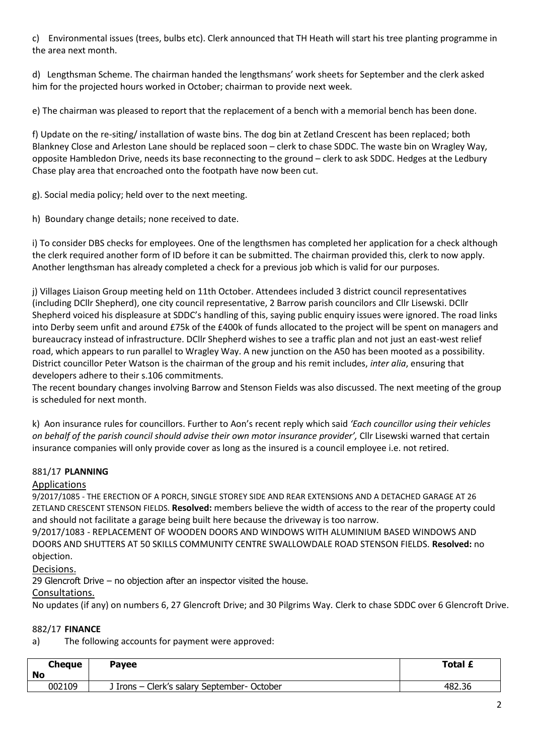c) Environmental issues (trees, bulbs etc). Clerk announced that TH Heath will start his tree planting programme in the area next month.

d) Lengthsman Scheme. The chairman handed the lengthsmans' work sheets for September and the clerk asked him for the projected hours worked in October; chairman to provide next week.

e) The chairman was pleased to report that the replacement of a bench with a memorial bench has been done.

f) Update on the re-siting/ installation of waste bins. The dog bin at Zetland Crescent has been replaced; both Blankney Close and Arleston Lane should be replaced soon – clerk to chase SDDC. The waste bin on Wragley Way, opposite Hambledon Drive, needs its base reconnecting to the ground – clerk to ask SDDC. Hedges at the Ledbury Chase play area that encroached onto the footpath have now been cut.

g). Social media policy; held over to the next meeting.

h) Boundary change details; none received to date.

i) To consider DBS checks for employees. One of the lengthsmen has completed her application for a check although the clerk required another form of ID before it can be submitted. The chairman provided this, clerk to now apply. Another lengthsman has already completed a check for a previous job which is valid for our purposes.

j) Villages Liaison Group meeting held on 11th October. Attendees included 3 district council representatives (including DCllr Shepherd), one city council representative, 2 Barrow parish councilors and Cllr Lisewski. DCllr Shepherd voiced his displeasure at SDDC's handling of this, saying public enquiry issues were ignored. The road links into Derby seem unfit and around £75k of the £400k of funds allocated to the project will be spent on managers and bureaucracy instead of infrastructure. DCllr Shepherd wishes to see a traffic plan and not just an east-west relief road, which appears to run parallel to Wragley Way. A new junction on the A50 has been mooted as a possibility. District councillor Peter Watson is the chairman of the group and his remit includes, *inter alia*, ensuring that developers adhere to their s.106 commitments.
The recent boundary changes involving Barrow and Stenson Fields was also discussed. The next meeting of the group is scheduled for next month.

k) Aon insurance rules for councillors. Further to Aon's recent reply which said *'Each councillor using their vehicles on behalf of the parish council should advise their own motor insurance provider',* Cllr Lisewski warned that certain insurance companies will only provide cover as long as the insured is a council employee i.e. not retired.

881/17 **PLANNING**

Applications

9/2017/1085 - THE ERECTION OF A PORCH, SINGLE STOREY SIDE AND REAR EXTENSIONS AND A DETACHED GARAGE AT 26 ZETLAND CRESCENT STENSON FIELDS. **Resolved:** members believe the width of access to the rear of the property could and should not facilitate a garage being built here because the driveway is too narrow.

9/2017/1083 - REPLACEMENT OF WOODEN DOORS AND WINDOWS WITH ALUMINIUM BASED WINDOWS AND DOORS AND SHUTTERS AT 50 SKILLS COMMUNITY CENTRE SWALLOWDALE ROAD STENSON FIELDS. **Resolved:** no objection.

Decisions.

29 Glencroft Drive – no objection after an inspector visited the house.

Consultations.

No updates (if any) on numbers 6, 27 Glencroft Drive; and 30 Pilgrims Way. Clerk to chase SDDC over 6 Glencroft Drive.

882/17 **FINANCE**

a) The following accounts for payment were approved:

| Cheque No | Payee | Total £ |
|---|---|---|
| 002109 | J Irons – Clerk's salary September- October | 482.36 |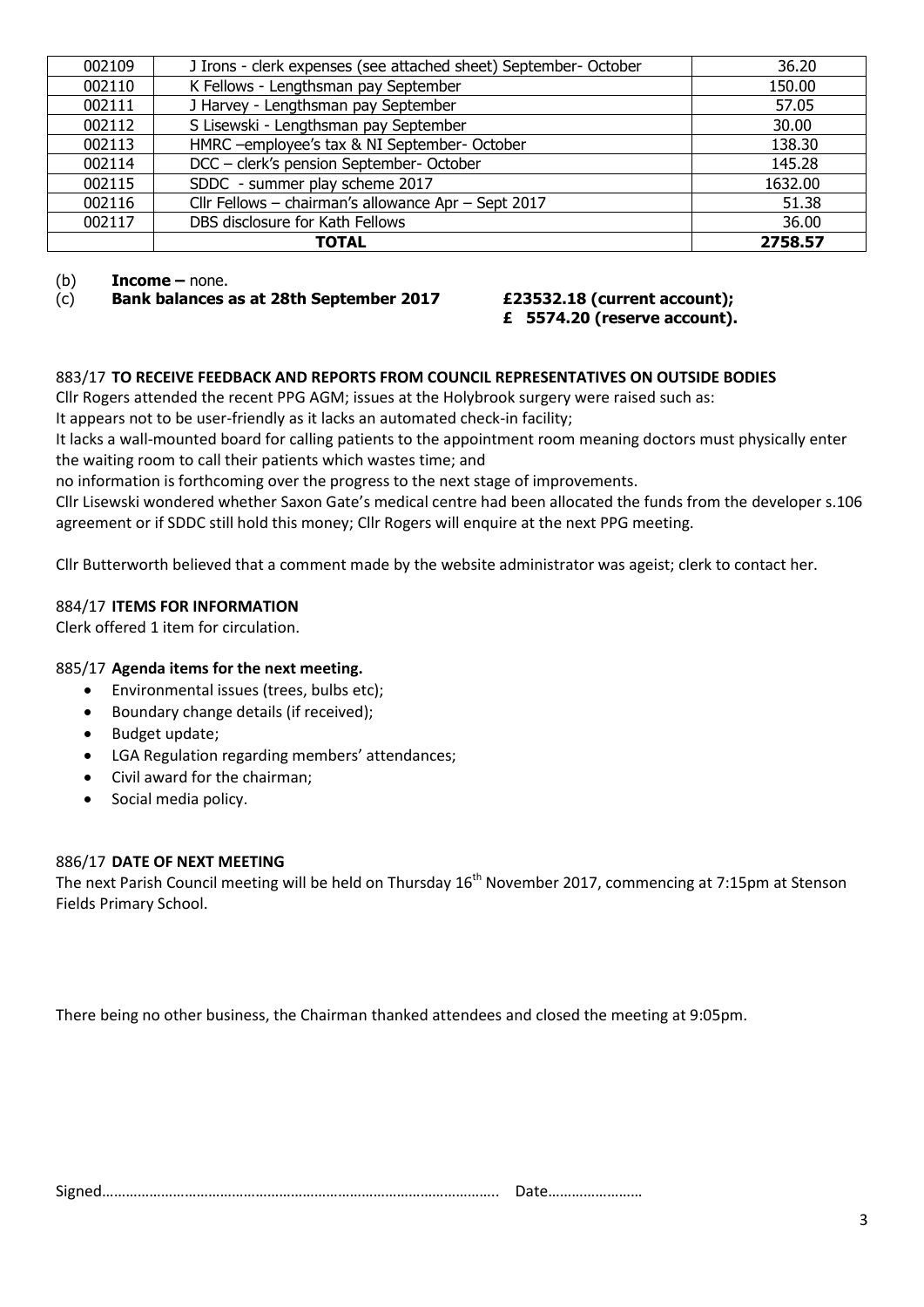| | | |
|---|---|---|
| 002109 | J Irons - clerk expenses (see attached sheet) September- October | 36.20 |
| 002110 | K Fellows - Lengthsman pay September | 150.00 |
| 002111 | J Harvey - Lengthsman pay September | 57.05 |
| 002112 | S Lisewski - Lengthsman pay September | 30.00 |
| 002113 | HMRC –employee's tax & NI September- October | 138.30 |
| 002114 | DCC – clerk's pension September- October | 145.28 |
| 002115 | SDDC - summer play scheme 2017 | 1632.00 |
| 002116 | Cllr Fellows – chairman's allowance Apr – Sept 2017 | 51.38 |
| 002117 | DBS disclosure for Kath Fellows | 36.00 |
| | **TOTAL** | **2758.57** |

(b) **Income –** none.

(c) **Bank balances as at 28th September 2017** **£23532.18 (current account);**
**£ 5574.20 (reserve account).**

883/17 **TO RECEIVE FEEDBACK AND REPORTS FROM COUNCIL REPRESENTATIVES ON OUTSIDE BODIES**

Cllr Rogers attended the recent PPG AGM; issues at the Holybrook surgery were raised such as:
It appears not to be user-friendly as it lacks an automated check-in facility;
It lacks a wall-mounted board for calling patients to the appointment room meaning doctors must physically enter the waiting room to call their patients which wastes time; and
no information is forthcoming over the progress to the next stage of improvements.
Cllr Lisewski wondered whether Saxon Gate's medical centre had been allocated the funds from the developer s.106 agreement or if SDDC still hold this money; Cllr Rogers will enquire at the next PPG meeting.

Cllr Butterworth believed that a comment made by the website administrator was ageist; clerk to contact her.

884/17 **ITEMS FOR INFORMATION**

Clerk offered 1 item for circulation.

885/17 **Agenda items for the next meeting.**

- Environmental issues (trees, bulbs etc);
- Boundary change details (if received);
- Budget update;
- LGA Regulation regarding members' attendances;
- Civil award for the chairman;
- Social media policy.

886/17 **DATE OF NEXT MEETING**

The next Parish Council meeting will be held on Thursday 16th November 2017, commencing at 7:15pm at Stenson Fields Primary School.

There being no other business, the Chairman thanked attendees and closed the meeting at 9:05pm.

Signed………………………………………………………………………………….. Date……………………